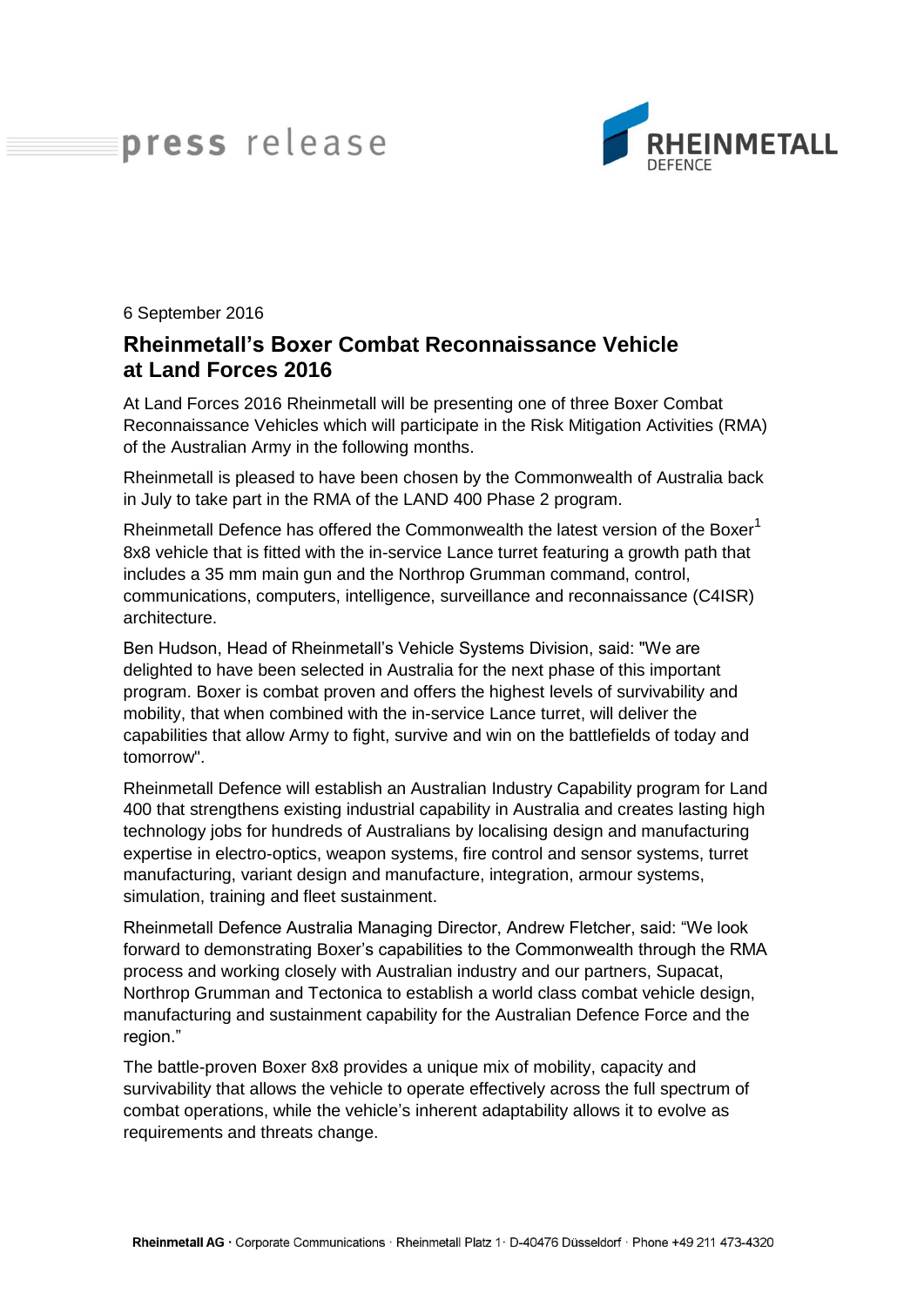press release

RHEINMETALL DEFENCE

6 September 2016

## Rheinmetall's Boxer Combat Reconnaissance Vehicle at Land Forces 2016

At Land Forces 2016 Rheinmetall will be presenting one of three Boxer Combat Reconnaissance Vehicles which will participate in the Risk Mitigation Activities (RMA) of the Australian Army in the following months.

Rheinmetall is pleased to have been chosen by the Commonwealth of Australia back in July to take part in the RMA of the LAND 400 Phase 2 program.

Rheinmetall Defence has offered the Commonwealth the latest version of the Boxer[1] 8x8 vehicle that is fitted with the in-service Lance turret featuring a growth path that includes a 35 mm main gun and the Northrop Grumman command, control, communications, computers, intelligence, surveillance and reconnaissance (C4ISR) architecture.

Ben Hudson, Head of Rheinmetall's Vehicle Systems Division, said: "We are delighted to have been selected in Australia for the next phase of this important program. Boxer is combat proven and offers the highest levels of survivability and mobility, that when combined with the in-service Lance turret, will deliver the capabilities that allow Army to fight, survive and win on the battlefields of today and tomorrow".

Rheinmetall Defence will establish an Australian Industry Capability program for Land 400 that strengthens existing industrial capability in Australia and creates lasting high technology jobs for hundreds of Australians by localising design and manufacturing expertise in electro-optics, weapon systems, fire control and sensor systems, turret manufacturing, variant design and manufacture, integration, armour systems, simulation, training and fleet sustainment.

Rheinmetall Defence Australia Managing Director, Andrew Fletcher, said: "We look forward to demonstrating Boxer's capabilities to the Commonwealth through the RMA process and working closely with Australian industry and our partners, Supacat, Northrop Grumman and Tectonica to establish a world class combat vehicle design, manufacturing and sustainment capability for the Australian Defence Force and the region."

The battle-proven Boxer 8x8 provides a unique mix of mobility, capacity and survivability that allows the vehicle to operate effectively across the full spectrum of combat operations, while the vehicle's inherent adaptability allows it to evolve as requirements and threats change.

Rheinmetall AG · Corporate Communications · Rheinmetall Platz 1 · D-40476 Düsseldorf · Phone +49 211 473-4320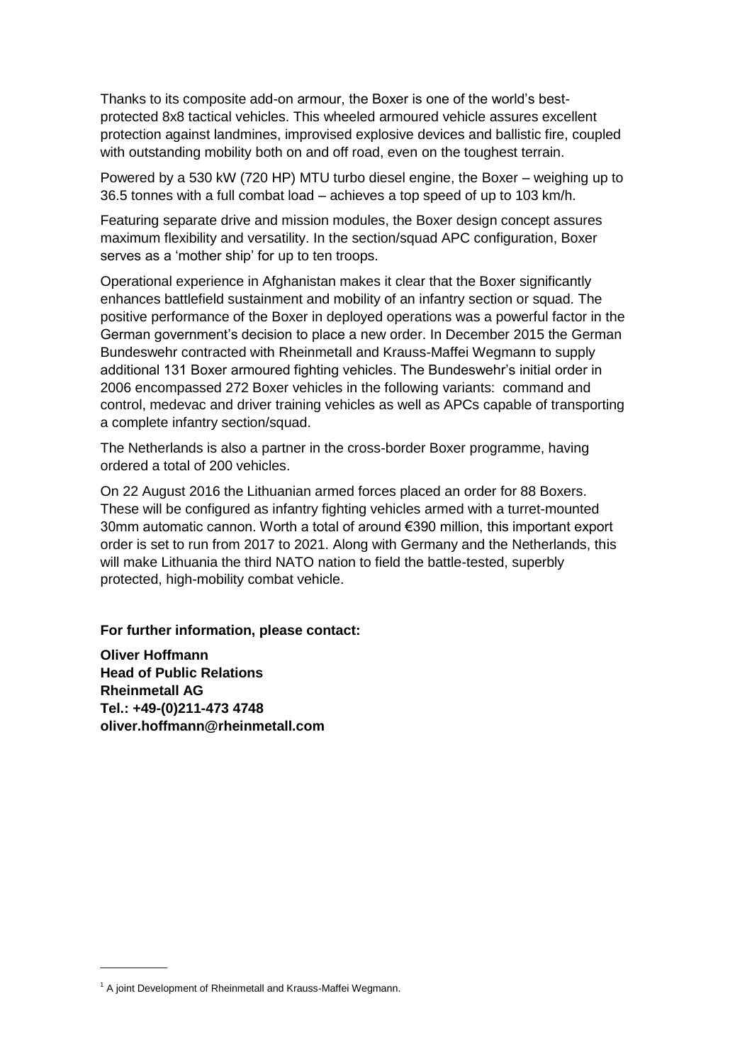Thanks to its composite add-on armour, the Boxer is one of the world's best-protected 8x8 tactical vehicles. This wheeled armoured vehicle assures excellent protection against landmines, improvised explosive devices and ballistic fire, coupled with outstanding mobility both on and off road, even on the toughest terrain.

Powered by a 530 kW (720 HP) MTU turbo diesel engine, the Boxer – weighing up to 36.5 tonnes with a full combat load – achieves a top speed of up to 103 km/h.

Featuring separate drive and mission modules, the Boxer design concept assures maximum flexibility and versatility. In the section/squad APC configuration, Boxer serves as a 'mother ship' for up to ten troops.

Operational experience in Afghanistan makes it clear that the Boxer significantly enhances battlefield sustainment and mobility of an infantry section or squad. The positive performance of the Boxer in deployed operations was a powerful factor in the German government's decision to place a new order. In December 2015 the German Bundeswehr contracted with Rheinmetall and Krauss-Maffei Wegmann to supply additional 131 Boxer armoured fighting vehicles. The Bundeswehr's initial order in 2006 encompassed 272 Boxer vehicles in the following variants: command and control, medevac and driver training vehicles as well as APCs capable of transporting a complete infantry section/squad.

The Netherlands is also a partner in the cross-border Boxer programme, having ordered a total of 200 vehicles.

On 22 August 2016 the Lithuanian armed forces placed an order for 88 Boxers. These will be configured as infantry fighting vehicles armed with a turret-mounted 30mm automatic cannon. Worth a total of around €390 million, this important export order is set to run from 2017 to 2021. Along with Germany and the Netherlands, this will make Lithuania the third NATO nation to field the battle-tested, superbly protected, high-mobility combat vehicle.

**For further information, please contact:**

**Oliver Hoffmann**
**Head of Public Relations**
**Rheinmetall AG**
**Tel.: +49-(0)211-473 4748**
**oliver.hoffmann@rheinmetall.com**

---

[1] A joint Development of Rheinmetall and Krauss-Maffei Wegmann.